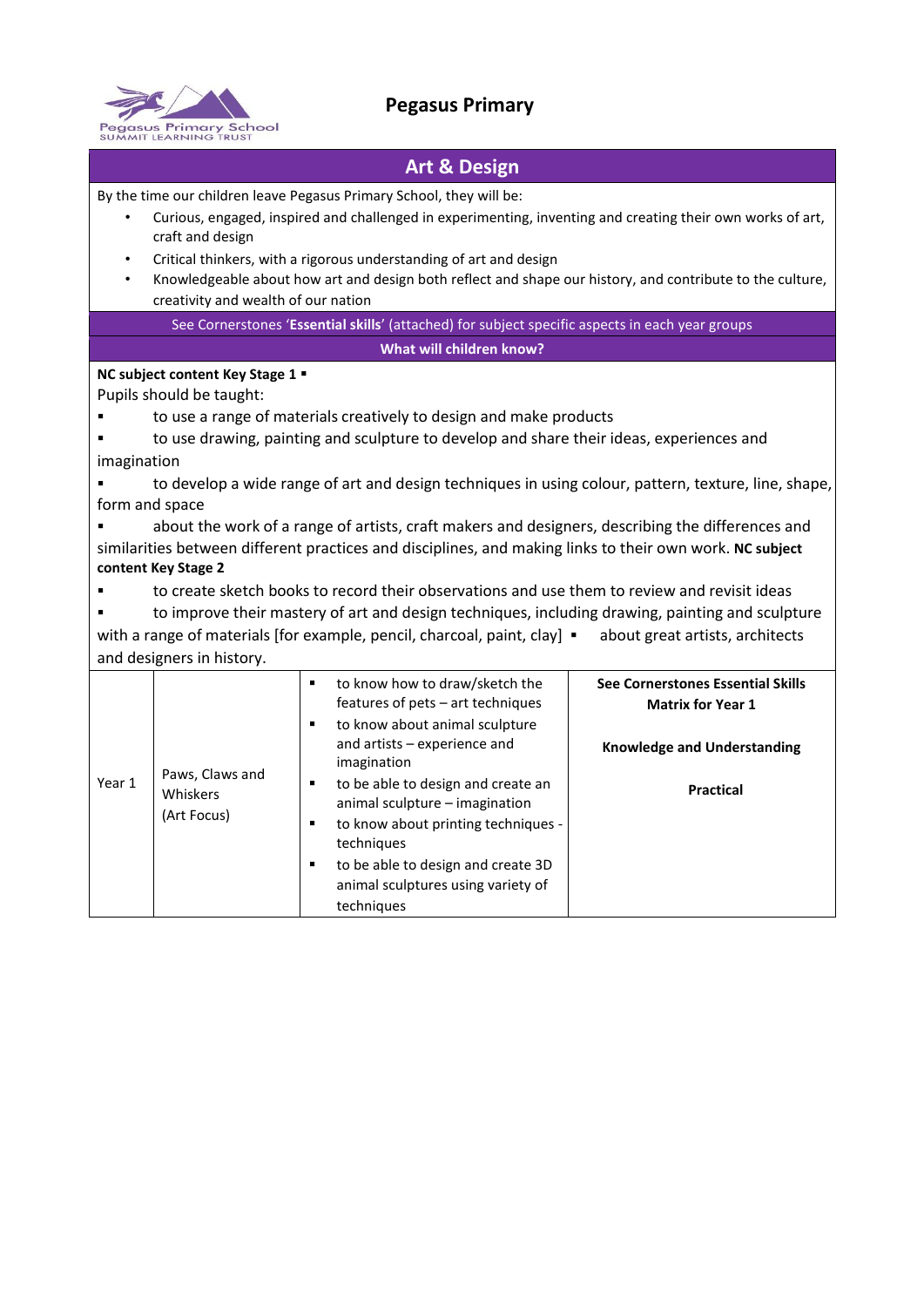# Pegasus Primary

## Art & Design

By the time our children leave Pegasus Primary School, they will be:

- Curious, engaged, inspired and challenged in experimenting, inventing and creating their own works of art, craft and design
- Critical thinkers, with a rigorous understanding of art and design
- Knowledgeable about how art and design both reflect and shape our history, and contribute to the culture, creativity and wealth of our nation

See Cornerstones '**Essential skills**' (attached) for subject specific aspects in each year groups

**What will children know?**

**NC subject content Key Stage 1** ▪

Pupils should be taught:

- to use a range of materials creatively to design and make products
- to use drawing, painting and sculpture to develop and share their ideas, experiences and imagination
- to develop a wide range of art and design techniques in using colour, pattern, texture, line, shape, form and space
- about the work of a range of artists, craft makers and designers, describing the differences and similarities between different practices and disciplines, and making links to their own work.

**NC subject content Key Stage 2**

- to create sketch books to record their observations and use them to review and revisit ideas
- to improve their mastery of art and design techniques, including drawing, painting and sculpture with a range of materials [for example, pencil, charcoal, paint, clay]
- about great artists, architects and designers in history.

| Year | Topic | Knowledge | Skills |
|---|---|---|---|
| Year 1 | Paws, Claws and Whiskers (Art Focus) | ▪ to know how to draw/sketch the features of pets – art techniques<br>▪ to know about animal sculpture and artists – experience and imagination<br>▪ to be able to design and create an animal sculpture – imagination<br>▪ to know about printing techniques - techniques<br>▪ to be able to design and create 3D animal sculptures using variety of techniques | **See Cornerstones Essential Skills Matrix for Year 1**<br><br>**Knowledge and Understanding**<br><br>**Practical** |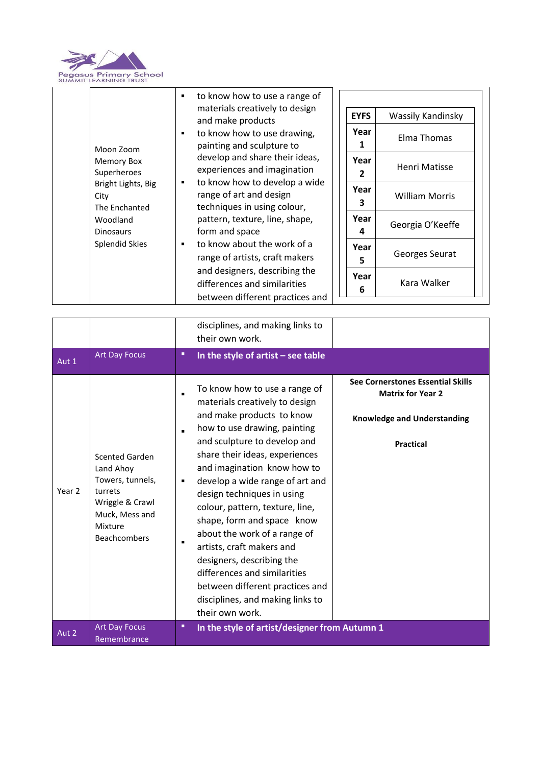Pegasus Primary School
SUMMIT LEARNING TRUST

| | | | |
|---|---|---|---|
| | Moon Zoom<br>Memory Box<br>Superheroes<br>Bright Lights, Big City<br>The Enchanted Woodland<br>Dinosaurs<br>Splendid Skies | ▪ to know how to use a range of materials creatively to design and make products<br>▪ to know how to use drawing, painting and sculpture to develop and share their ideas, experiences and imagination<br>▪ to know how to develop a wide range of art and design techniques in using colour, pattern, texture, line, shape, form and space<br>▪ to know about the work of a range of artists, craft makers and designers, describing the differences and similarities between different practices and disciplines, and making links to their own work. | see artist table below |
| Aut 1 | Art Day Focus | ▪ **In the style of artist – see table** | |
| Year 2 | Scented Garden<br>Land Ahoy<br>Towers, tunnels, turrets<br>Wriggle & Crawl<br>Muck, Mess and Mixture<br>Beachcombers | ▪ To know how to use a range of materials creatively to design and make products<br>▪ to know how to use drawing, painting and sculpture to develop and share their ideas, experiences and imagination<br>▪ know how to develop a wide range of art and design techniques in using colour, pattern, texture, line, shape, form and space<br>▪ know about the work of a range of artists, craft makers and designers, describing the differences and similarities between different practices and disciplines, and making links to their own work. | **See Cornerstones Essential Skills Matrix for Year 2**<br><br>**Knowledge and Understanding**<br><br>**Practical** |
| Aut 2 | Art Day Focus<br>Remembrance | ▪ **In the style of artist/designer from Autumn 1** | |

| | |
|---|---|
| **EYFS** | Wassily Kandinsky |
| **Year 1** | Elma Thomas |
| **Year 2** | Henri Matisse |
| **Year 3** | William Morris |
| **Year 4** | Georgia O'Keeffe |
| **Year 5** | Georges Seurat |
| **Year 6** | Kara Walker |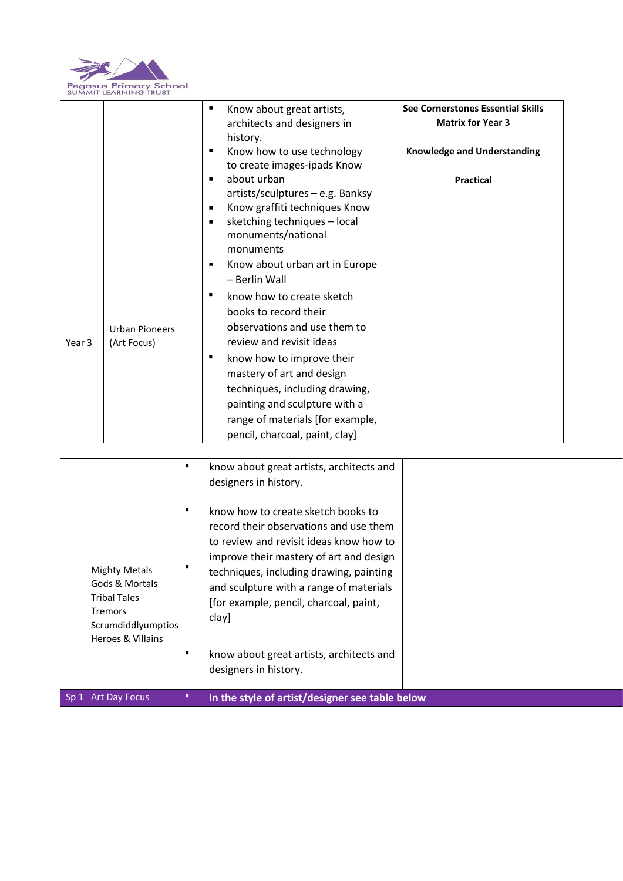| Year 3 | Urban Pioneers (Art Focus) | ▪ Know about great artists, architects and designers in history.<br>▪ Know how to use technology to create images-ipads Know<br>▪ about urban artists/sculptures – e.g. Banksy<br>▪ Know graffiti techniques Know<br>▪ sketching techniques – local monuments/national monuments<br>▪ Know about urban art in Europe – Berlin Wall | **See Cornerstones Essential Skills Matrix for Year 3**<br><br>**Knowledge and Understanding**<br><br>**Practical** |
|---|---|---|---|
| | | ▪ know how to create sketch books to record their observations and use them to review and revisit ideas<br>▪ know how to improve their mastery of art and design techniques, including drawing, painting and sculpture with a range of materials [for example, pencil, charcoal, paint, clay] | |

| | | | |
|---|---|---|---|
| | | ▪ know about great artists, architects and designers in history. | |
| | Mighty Metals<br>Gods & Mortals<br>Tribal Tales<br>Tremors<br>Scrumdiddlyumptios<br>Heroes & Villains | ▪ know how to create sketch books to record their observations and use them to review and revisit ideas<br>▪ know how to improve their mastery of art and design techniques, including drawing, painting and sculpture with a range of materials [for example, pencil, charcoal, paint, clay]<br><br>▪ know about great artists, architects and designers in history. | |
| Sp 1 | Art Day Focus | ▪ **In the style of artist/designer see table below** | |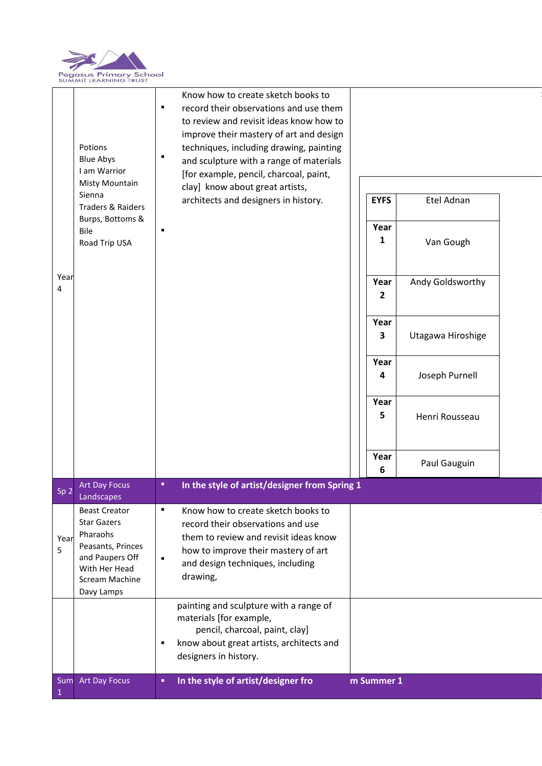| | | | |
|---|---|---|---|
| Year 4 | Potions<br>Blue Abys<br>I am Warrior<br>Misty Mountain Sienna<br>Traders & Raiders<br>Burps, Bottoms & Bile<br>Road Trip USA | ▪ Know how to create sketch books to record their observations and use them to review and revisit ideas know how to<br>▪ improve their mastery of art and design techniques, including drawing, painting and sculpture with a range of materials [for example, pencil, charcoal, paint, clay] know about great artists, architects and designers in history.<br>▪ | <table><tr><td>**EYFS**</td><td>Etel Adnan</td></tr><tr><td>**Year 1**</td><td>Van Gough</td></tr><tr><td>**Year 2**</td><td>Andy Goldsworthy</td></tr><tr><td>**Year 3**</td><td>Utagawa Hiroshige</td></tr><tr><td>**Year 4**</td><td>Joseph Purnell</td></tr><tr><td>**Year 5**</td><td>Henri Rousseau</td></tr><tr><td>**Year 6**</td><td>Paul Gauguin</td></tr></table> |
| Sp 2 | Art Day Focus Landscapes | ▪ **In the style of artist/designer from Spring 1** | |
| Year 5 | Beast Creator<br>Star Gazers<br>Pharaohs<br>Peasants, Princes and Paupers Off With Her Head<br>Scream Machine<br>Davy Lamps | ▪ Know how to create sketch books to record their observations and use them to review and revisit ideas know<br>▪ how to improve their mastery of art and design techniques, including drawing, | |
| | | painting and sculpture with a range of materials [for example, pencil, charcoal, paint, clay]<br>▪ know about great artists, architects and designers in history. | |
| Sum 1 | Art Day Focus | ▪ **In the style of artist/designer from Summer 1** | |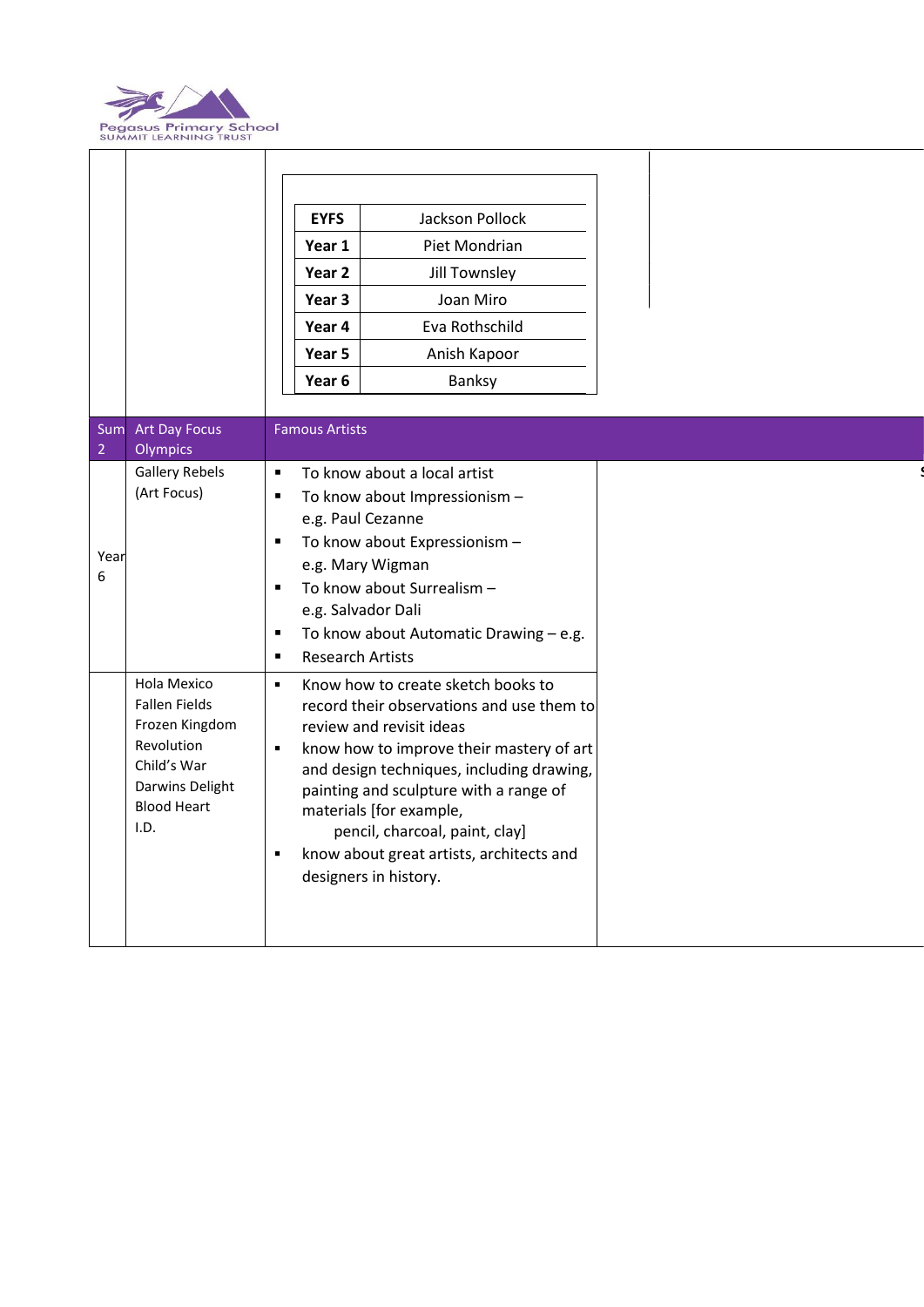| EYFS | Jackson Pollock |
|---|---|
| Year 1 | Piet Mondrian |
| Year 2 | Jill Townsley |
| Year 3 | Joan Miro |
| Year 4 | Eva Rothschild |
| Year 5 | Anish Kapoor |
| Year 6 | Banksy |

| Sum 2 | Art Day Focus Olympics | Famous Artists | |
|---|---|---|---|
| Year 6 | Gallery Rebels (Art Focus) | ▪ To know about a local artist<br>▪ To know about Impressionism – e.g. Paul Cezanne<br>▪ To know about Expressionism – e.g. Mary Wigman<br>▪ To know about Surrealism – e.g. Salvador Dali<br>▪ To know about Automatic Drawing – e.g.<br>▪ Research Artists | |
| | Hola Mexico<br>Fallen Fields<br>Frozen Kingdom<br>Revolution<br>Child's War<br>Darwins Delight<br>Blood Heart<br>I.D. | ▪ Know how to create sketch books to record their observations and use them to review and revisit ideas<br>▪ know how to improve their mastery of art and design techniques, including drawing, painting and sculpture with a range of materials [for example, pencil, charcoal, paint, clay]<br>▪ know about great artists, architects and designers in history. | |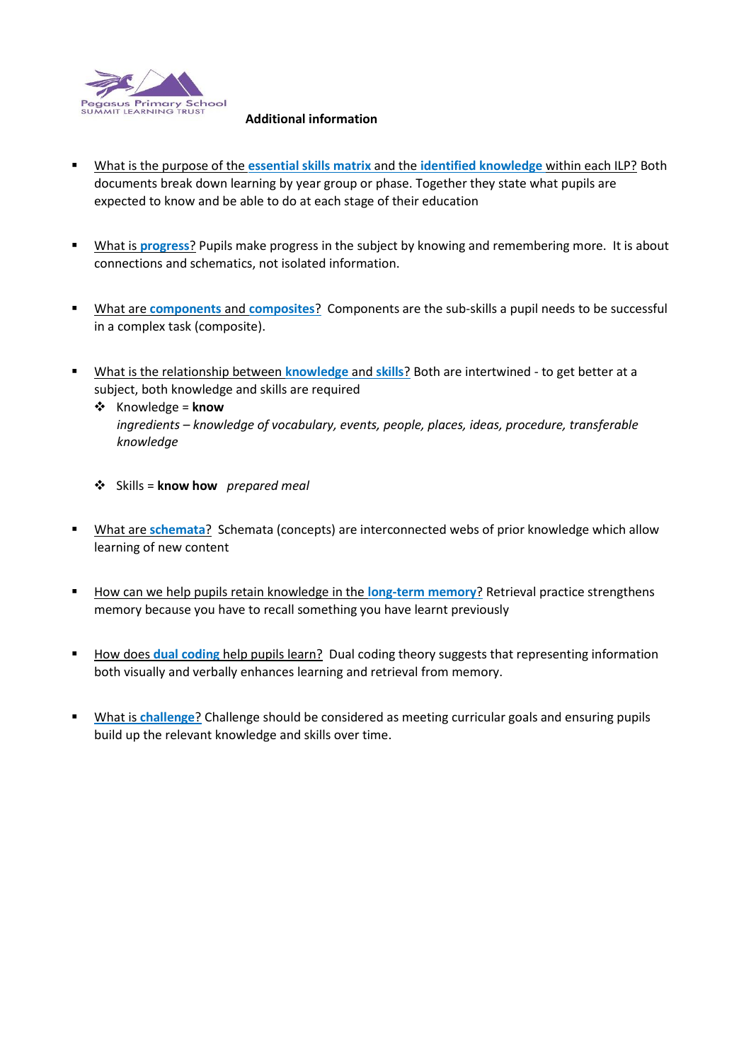Pegasus Primary School
SUMMIT LEARNING TRUST

**Additional information**

- What is the purpose of the **essential skills matrix** and the **identified knowledge** within each ILP? Both documents break down learning by year group or phase. Together they state what pupils are expected to know and be able to do at each stage of their education

- What is **progress**? Pupils make progress in the subject by knowing and remembering more. It is about connections and schematics, not isolated information.

- What are **components** and **composites**? Components are the sub-skills a pupil needs to be successful in a complex task (composite).

- What is the relationship between **knowledge** and **skills**? Both are intertwined - to get better at a subject, both knowledge and skills are required
  - Knowledge = **know**
    *ingredients – knowledge of vocabulary, events, people, places, ideas, procedure, transferable knowledge*
  - Skills = **know how** *prepared meal*

- What are **schemata**? Schemata (concepts) are interconnected webs of prior knowledge which allow learning of new content

- How can we help pupils retain knowledge in the **long-term memory**? Retrieval practice strengthens memory because you have to recall something you have learnt previously

- How does **dual coding** help pupils learn? Dual coding theory suggests that representing information both visually and verbally enhances learning and retrieval from memory.

- What is **challenge**? Challenge should be considered as meeting curricular goals and ensuring pupils build up the relevant knowledge and skills over time.